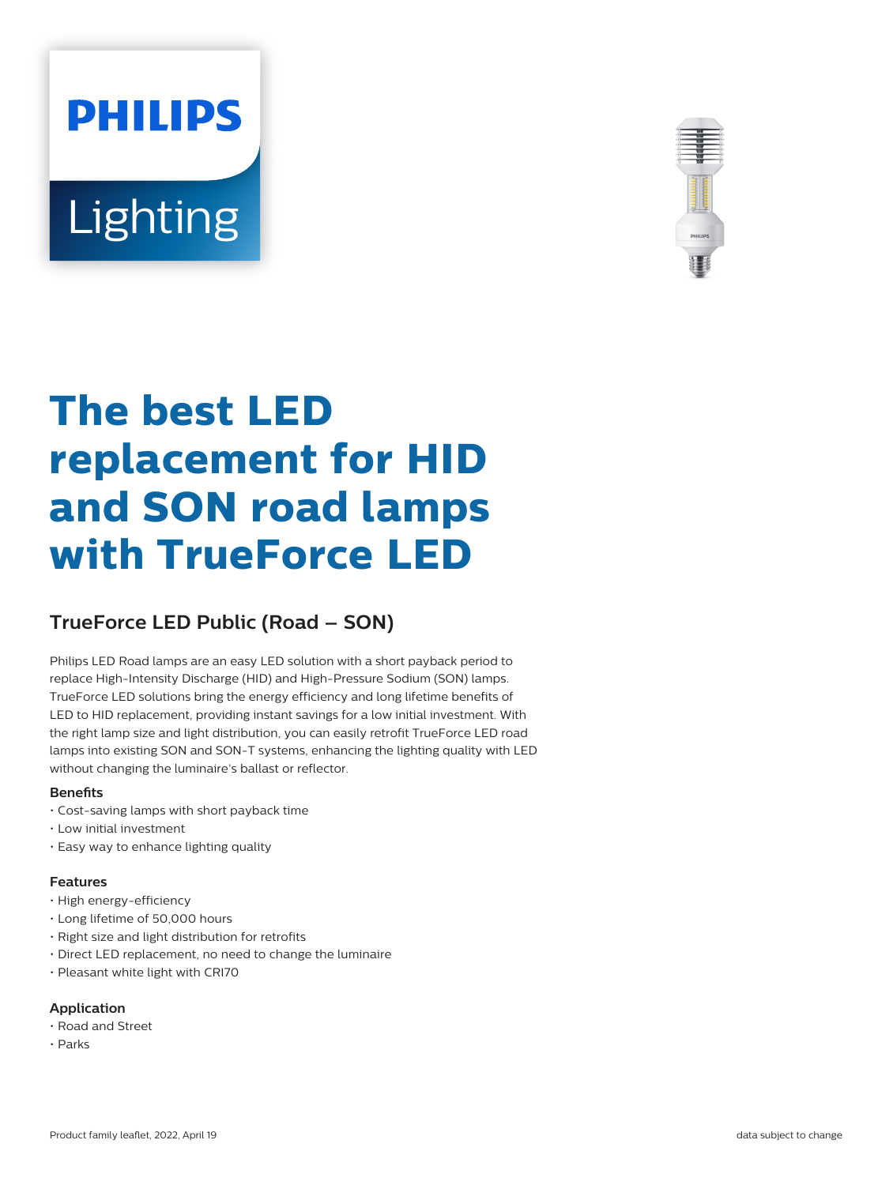PHILIPS

Lighting

# The best LED replacement for HID and SON road lamps with TrueForce LED

## TrueForce LED Public (Road – SON)

Philips LED Road lamps are an easy LED solution with a short payback period to replace High-Intensity Discharge (HID) and High-Pressure Sodium (SON) lamps. TrueForce LED solutions bring the energy efficiency and long lifetime benefits of LED to HID replacement, providing instant savings for a low initial investment. With the right lamp size and light distribution, you can easily retrofit TrueForce LED road lamps into existing SON and SON-T systems, enhancing the lighting quality with LED without changing the luminaire's ballast or reflector.

### Benefits

- Cost-saving lamps with short payback time
- Low initial investment
- Easy way to enhance lighting quality

### Features

- High energy-efficiency
- Long lifetime of 50,000 hours
- Right size and light distribution for retrofits
- Direct LED replacement, no need to change the luminaire
- Pleasant white light with CRI70

### Application

- Road and Street
- Parks

Product family leaflet, 2022, April 19

data subject to change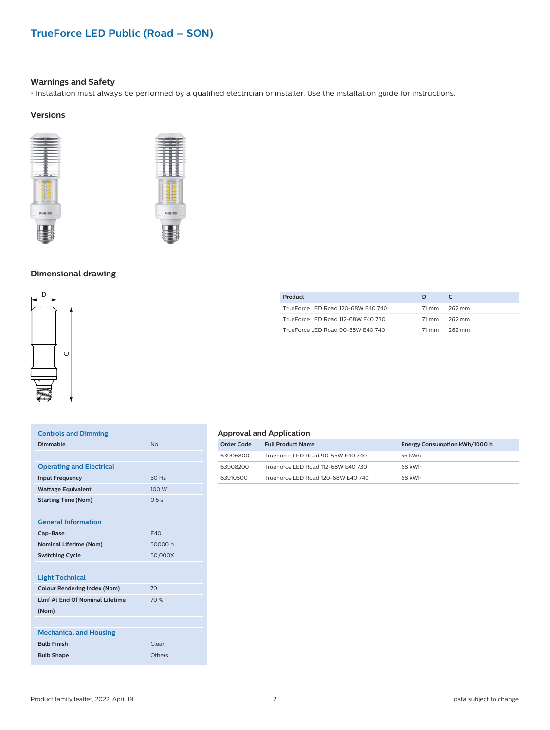# TrueForce LED Public (Road – SON)

### Warnings and Safety

- Installation must always be performed by a qualified electrician or installer. Use the installation guide for instructions.

### Versions

### Dimensional drawing

| Product | D | C |
| --- | --- | --- |
| TrueForce LED Road 120-68W E40 740 | 71 mm | 262 mm |
| TrueForce LED Road 112-68W E40 730 | 71 mm | 262 mm |
| TrueForce LED Road 90-55W E40 740 | 71 mm | 262 mm |

| Controls and Dimming | |
| --- | --- |
| Dimmable | No |

| Operating and Electrical | |
| --- | --- |
| Input Frequency | 50 Hz |
| Wattage Equivalent | 100 W |
| Starting Time (Nom) | 0.5 s |

| General Information | |
| --- | --- |
| Cap-Base | E40 |
| Nominal Lifetime (Nom) | 50000 h |
| Switching Cycle | 50,000X |

| Light Technical | |
| --- | --- |
| Colour Rendering Index (Nom) | 70 |
| Llmf At End Of Nominal Lifetime (Nom) | 70 % |

| Mechanical and Housing | |
| --- | --- |
| Bulb Finish | Clear |
| Bulb Shape | Others |

### Approval and Application

| Order Code | Full Product Name | Energy Consumption kWh/1000 h |
| --- | --- | --- |
| 63906800 | TrueForce LED Road 90-55W E40 740 | 55 kWh |
| 63908200 | TrueForce LED Road 112-68W E40 730 | 68 kWh |
| 63910500 | TrueForce LED Road 120-68W E40 740 | 68 kWh |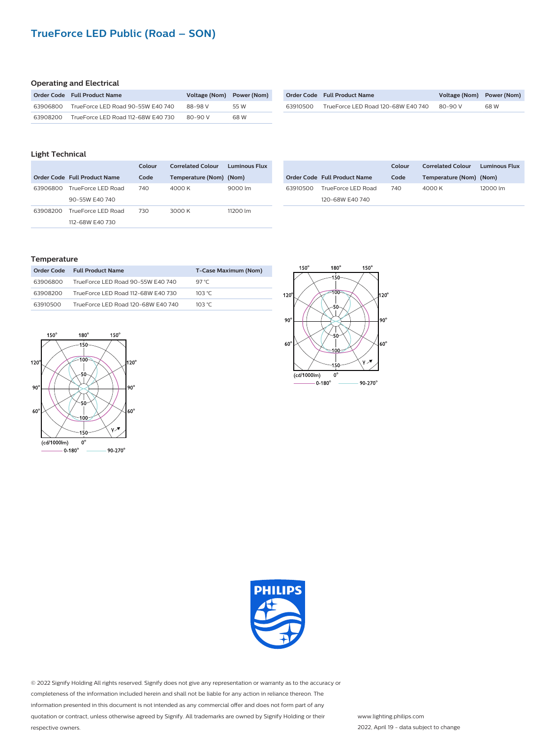# TrueForce LED Public (Road – SON)

## Operating and Electrical

| Order Code | Full Product Name | Voltage (Nom) | Power (Nom) |
|---|---|---|---|
| 63906800 | TrueForce LED Road 90-55W E40 740 | 88-98 V | 55 W |
| 63908200 | TrueForce LED Road 112-68W E40 730 | 80-90 V | 68 W |
| 63910500 | TrueForce LED Road 120-68W E40 740 | 80-90 V | 68 W |

## Light Technical

| Order Code | Full Product Name | Colour Code | Correlated Colour Temperature (Nom) | Luminous Flux (Nom) |
|---|---|---|---|---|
| 63906800 | TrueForce LED Road 90-55W E40 740 | 740 | 4000 K | 9000 lm |
| 63908200 | TrueForce LED Road 112-68W E40 730 | 730 | 3000 K | 11200 lm |
| 63910500 | TrueForce LED Road 120-68W E40 740 | 740 | 4000 K | 12000 lm |

## Temperature

| Order Code | Full Product Name | T-Case Maximum (Nom) |
|---|---|---|
| 63906800 | TrueForce LED Road 90-55W E40 740 | 97 °C |
| 63908200 | TrueForce LED Road 112-68W E40 730 | 103 °C |
| 63910500 | TrueForce LED Road 120-68W E40 740 | 103 °C |

150° 180° 150°
150
100
50
120° 120°
90° 90°
60° 60°
50
100
150
γ
(cd/1000lm) 0°
0-180° 90-270°

150° 180° 150°
150
100
50
120° 120°
90° 90°
60° 60°
50
100
150
γ
(cd/1000lm) 0°
0-180° 90-270°

PHILIPS

© 2022 Signify Holding All rights reserved. Signify does not give any representation or warranty as to the accuracy or completeness of the information included herein and shall not be liable for any action in reliance thereon. The information presented in this document is not intended as any commercial offer and does not form part of any quotation or contract, unless otherwise agreed by Signify. All trademarks are owned by Signify Holding or their respective owners.

www.lighting.philips.com
2022, April 19 - data subject to change